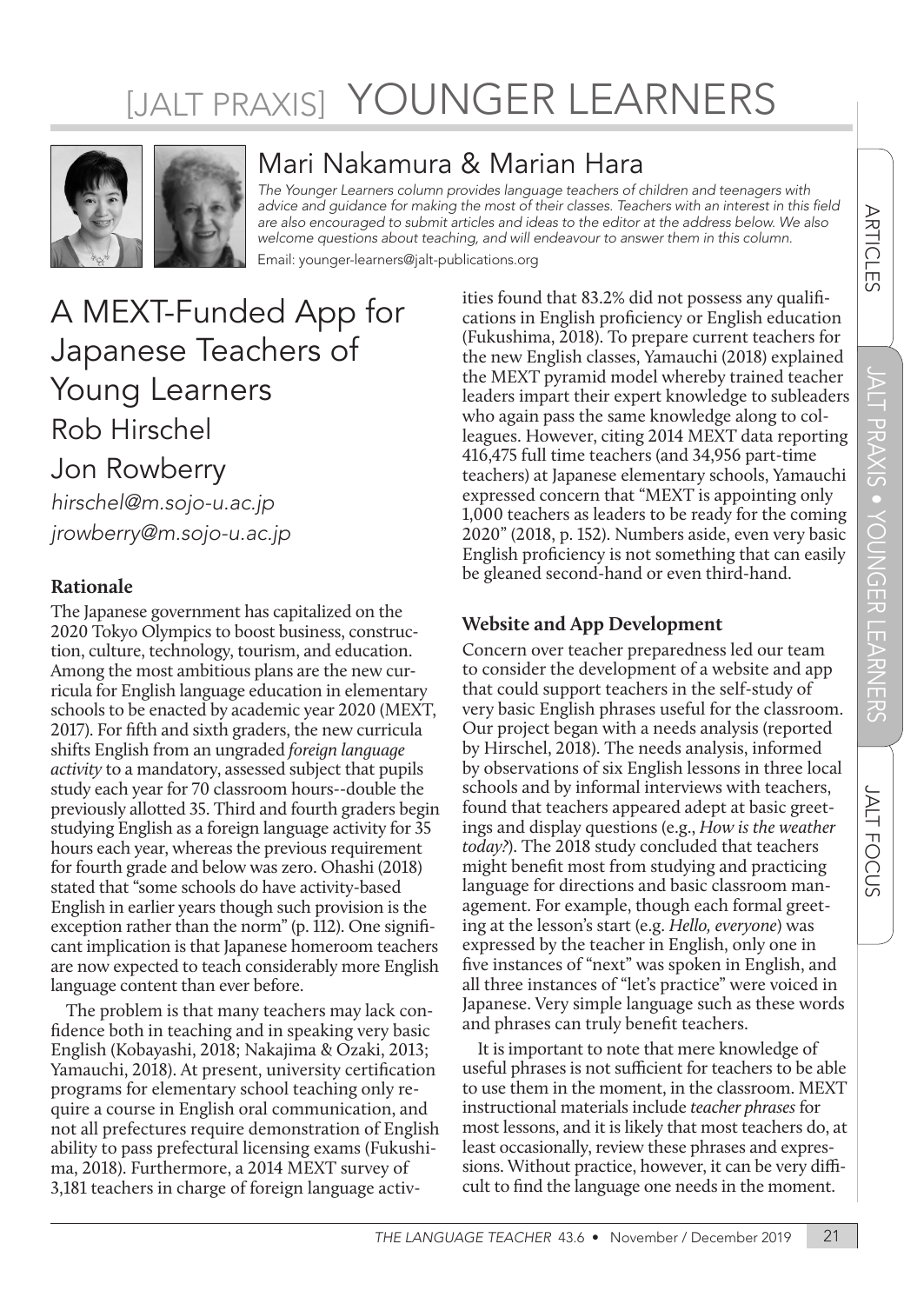# [JALT PRAXIS] YOUNGER LEARNERS

## Mari Nakamura & Marian Hara

*The Younger Learners column provides language teachers of children and teenagers with advice and guidance for making the most of their classes. Teachers with an interest in this field are also encouraged to submit articles and ideas to the editor at the address below. We also welcome questions about teaching, and will endeavour to answer them in this column.*

Email: younger-learners@jalt-publications.org

# A MEXT-Funded App for Japanese Teachers of Young Learners

## Rob Hirschel

## Jon Rowberry

*hirschel@m.sojo-u.ac.jp*

*jrowberry@m.sojo-u.ac.jp*

### Rationale

The Japanese government has capitalized on the 2020 Tokyo Olympics to boost business, construction, culture, technology, tourism, and education. Among the most ambitious plans are the new curricula for English language education in elementary schools to be enacted by academic year 2020 (MEXT, 2017). For fifth and sixth graders, the new curricula shifts English from an ungraded *foreign language activity* to a mandatory, assessed subject that pupils study each year for 70 classroom hours--double the previously allotted 35. Third and fourth graders begin studying English as a foreign language activity for 35 hours each year, whereas the previous requirement for fourth grade and below was zero. Ohashi (2018) stated that "some schools do have activity-based English in earlier years though such provision is the exception rather than the norm" (p. 112). One significant implication is that Japanese homeroom teachers are now expected to teach considerably more English language content than ever before.

The problem is that many teachers may lack confidence both in teaching and in speaking very basic English (Kobayashi, 2018; Nakajima & Ozaki, 2013; Yamauchi, 2018). At present, university certification programs for elementary school teaching only require a course in English oral communication, and not all prefectures require demonstration of English ability to pass prefectural licensing exams (Fukushima, 2018). Furthermore, a 2014 MEXT survey of 3,181 teachers in charge of foreign language activities found that 83.2% did not possess any qualifications in English proficiency or English education (Fukushima, 2018). To prepare current teachers for the new English classes, Yamauchi (2018) explained the MEXT pyramid model whereby trained teacher leaders impart their expert knowledge to subleaders who again pass the same knowledge along to colleagues. However, citing 2014 MEXT data reporting 416,475 full time teachers (and 34,956 part-time teachers) at Japanese elementary schools, Yamauchi expressed concern that "MEXT is appointing only 1,000 teachers as leaders to be ready for the coming 2020" (2018, p. 152). Numbers aside, even very basic English proficiency is not something that can easily be gleaned second-hand or even third-hand.

### Website and App Development

Concern over teacher preparedness led our team to consider the development of a website and app that could support teachers in the self-study of very basic English phrases useful for the classroom. Our project began with a needs analysis (reported by Hirschel, 2018). The needs analysis, informed by observations of six English lessons in three local schools and by informal interviews with teachers, found that teachers appeared adept at basic greetings and display questions (e.g., *How is the weather today?*). The 2018 study concluded that teachers might benefit most from studying and practicing language for directions and basic classroom management. For example, though each formal greeting at the lesson's start (e.g. *Hello, everyone*) was expressed by the teacher in English, only one in five instances of "next" was spoken in English, and all three instances of "let's practice" were voiced in Japanese. Very simple language such as these words and phrases can truly benefit teachers.

It is important to note that mere knowledge of useful phrases is not sufficient for teachers to be able to use them in the moment, in the classroom. MEXT instructional materials include *teacher phrases* for most lessons, and it is likely that most teachers do, at least occasionally, review these phrases and expressions. Without practice, however, it can be very difficult to find the language one needs in the moment.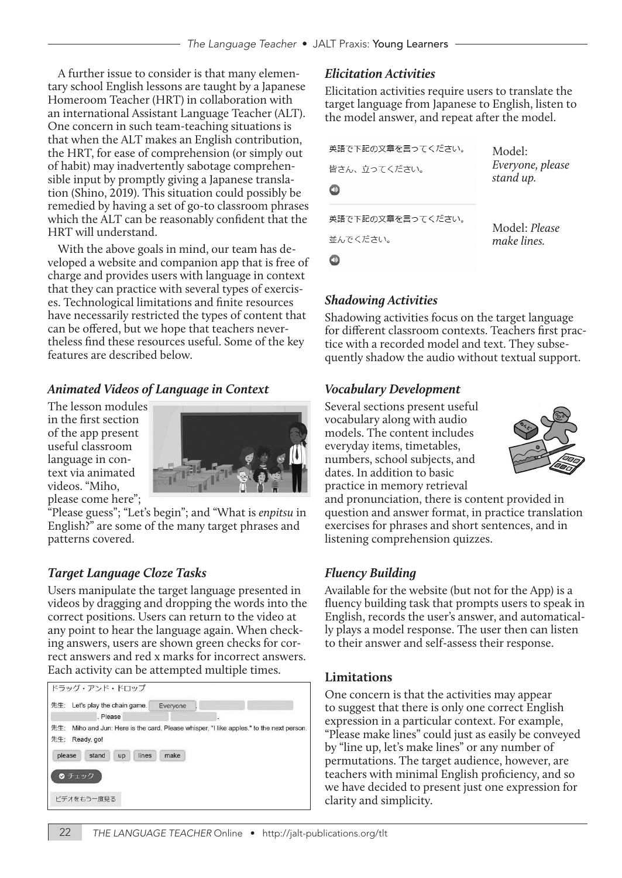A further issue to consider is that many elementary school English lessons are taught by a Japanese Homeroom Teacher (HRT) in collaboration with an international Assistant Language Teacher (ALT). One concern in such team-teaching situations is that when the ALT makes an English contribution, the HRT, for ease of comprehension (or simply out of habit) may inadvertently sabotage comprehensible input by promptly giving a Japanese translation (Shino, 2019). This situation could possibly be remedied by having a set of go-to classroom phrases which the ALT can be reasonably confident that the HRT will understand.

With the above goals in mind, our team has developed a website and companion app that is free of charge and provides users with language in context that they can practice with several types of exercises. Technological limitations and finite resources have necessarily restricted the types of content that can be offered, but we hope that teachers nevertheless find these resources useful. Some of the key features are described below.

### *Animated Videos of Language in Context*

The lesson modules in the first section of the app present useful classroom language in context via animated videos. "Miho, please come here"; "Please guess"; "Let's begin"; and "What is *enpitsu* in English?" are some of the many target phrases and patterns covered.

### *Target Language Cloze Tasks*

Users manipulate the target language presented in videos by dragging and dropping the words into the correct positions. Users can return to the video at any point to hear the language again. When checking answers, users are shown green checks for correct answers and red x marks for incorrect answers. Each activity can be attempted multiple times.

ドラッグ・アンド・ドロップ

先生: Let's play the chain game. Everyone , ______ ______ ______ . Please ______ ______ .

先生: Miho and Jun: Here is the card. Please whisper, "I like apples." to the next person.

先生: Ready, go!

please | stand | up | lines | make

チェック

ビデオをもう一度見る

### *Elicitation Activities*

Elicitation activities require users to translate the target language from Japanese to English, listen to the model answer, and repeat after the model.

英語で下記の文章を言ってください。
皆さん、立ってください。

Model: *Everyone, please stand up.*

英語で下記の文章を言ってください。
並んでください。

Model: *Please make lines.*

### *Shadowing Activities*

Shadowing activities focus on the target language for different classroom contexts. Teachers first practice with a recorded model and text. They subsequently shadow the audio without textual support.

### *Vocabulary Development*

Several sections present useful vocabulary along with audio models. The content includes everyday items, timetables, numbers, school subjects, and dates. In addition to basic practice in memory retrieval and pronunciation, there is content provided in question and answer format, in practice translation exercises for phrases and short sentences, and in listening comprehension quizzes.

### *Fluency Building*

Available for the website (but not for the App) is a fluency building task that prompts users to speak in English, records the user's answer, and automatically plays a model response. The user then can listen to their answer and self-assess their response.

## Limitations

One concern is that the activities may appear to suggest that there is only one correct English expression in a particular context. For example, "Please make lines" could just as easily be conveyed by "line up, let's make lines" or any number of permutations. The target audience, however, are teachers with minimal English proficiency, and so we have decided to present just one expression for clarity and simplicity.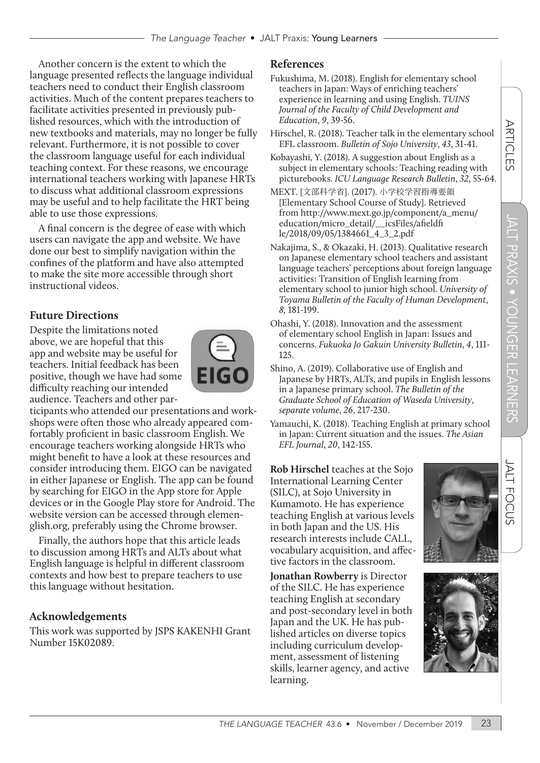Another concern is the extent to which the language presented reflects the language individual teachers need to conduct their English classroom activities. Much of the content prepares teachers to facilitate activities presented in previously published resources, which with the introduction of new textbooks and materials, may no longer be fully relevant. Furthermore, it is not possible to cover the classroom language useful for each individual teaching context. For these reasons, we encourage international teachers working with Japanese HRTs to discuss what additional classroom expressions may be useful and to help facilitate the HRT being able to use those expressions.

A final concern is the degree of ease with which users can navigate the app and website. We have done our best to simplify navigation within the confines of the platform and have also attempted to make the site more accessible through short instructional videos.

## Future Directions

Despite the limitations noted above, we are hopeful that this app and website may be useful for teachers. Initial feedback has been positive, though we have had some difficulty reaching our intended audience. Teachers and other participants who attended our presentations and workshops were often those who already appeared comfortably proficient in basic classroom English. We encourage teachers working alongside HRTs who might benefit to have a look at these resources and consider introducing them. EIGO can be navigated in either Japanese or English. The app can be found by searching for EIGO in the App store for Apple devices or in the Google Play store for Android. The website version can be accessed through elemenglish.org, preferably using the Chrome browser.

Finally, the authors hope that this article leads to discussion among HRTs and ALTs about what English language is helpful in different classroom contexts and how best to prepare teachers to use this language without hesitation.

## Acknowledgements

This work was supported by JSPS KAKENHI Grant Number 15K02089.

## References

Fukushima, M. (2018). English for elementary school teachers in Japan: Ways of enriching teachers' experience in learning and using English. *TUINS Journal of the Faculty of Child Development and Education*, *9*, 39-56.

Hirschel, R. (2018). Teacher talk in the elementary school EFL classroom. *Bulletin of Sojo University*, *43*, 31-41.

Kobayashi, Y. (2018). A suggestion about English as a subject in elementary schools: Teaching reading with picturebooks. *ICU Language Research Bulletin*, *32*, 55-64.

MEXT. [文部科学省]. (2017). 小学校学習指導要領 [Elementary School Course of Study]. Retrieved from http://www.mext.go.jp/component/a_menu/education/micro_detail/__icsFiles/afieldfile/2018/09/05/1384661_4_3_2.pdf

Nakajima, S., & Okazaki, H. (2013). Qualitative research on Japanese elementary school teachers and assistant language teachers' perceptions about foreign language activities: Transition of English learning from elementary school to junior high school. *University of Toyama Bulletin of the Faculty of Human Development*, *8,* 181-199.

Ohashi, Y. (2018). Innovation and the assessment of elementary school English in Japan: Issues and concerns. *Fukuoka Jo Gakuin University Bulletin*, *4*, 111-125.

Shino, A. (2019). Collaborative use of English and Japanese by HRTs, ALTs, and pupils in English lessons in a Japanese primary school. *The Bulletin of the Graduate School of Education of Waseda University*, *separate volume*, *26*, 217-230.

Yamauchi, K. (2018). Teaching English at primary school in Japan: Current situation and the issues. *The Asian EFL Journal*, *20*, 142-155.

**Rob Hirschel** teaches at the Sojo International Learning Center (SILC), at Sojo University in Kumamoto. He has experience teaching English at various levels in both Japan and the US. His research interests include CALL, vocabulary acquisition, and affective factors in the classroom.

**Jonathan Rowberry** is Director of the SILC. He has experience teaching English at secondary and post-secondary level in both Japan and the UK. He has published articles on diverse topics including curriculum development, assessment of listening skills, learner agency, and active learning.